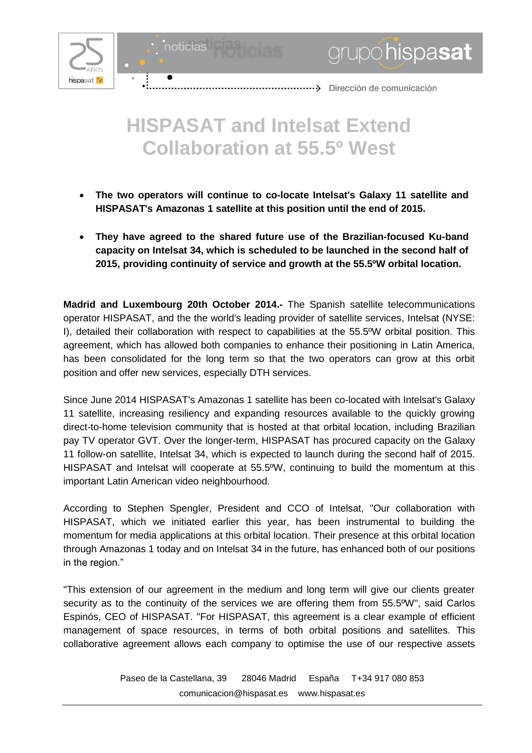# HISPASAT and Intelsat Extend Collaboration at 55.5º West

- **The two operators will continue to co-locate Intelsat's Galaxy 11 satellite and HISPASAT's Amazonas 1 satellite at this position until the end of 2015.**
- **They have agreed to the shared future use of the Brazilian-focused Ku-band capacity on Intelsat 34, which is scheduled to be launched in the second half of 2015, providing continuity of service and growth at the 55.5ºW orbital location.**

**Madrid and Luxembourg 20th October 2014.-** The Spanish satellite telecommunications operator HISPASAT, and the the world's leading provider of satellite services, Intelsat (NYSE: I), detailed their collaboration with respect to capabilities at the 55.5ºW orbital position. This agreement, which has allowed both companies to enhance their positioning in Latin America, has been consolidated for the long term so that the two operators can grow at this orbit position and offer new services, especially DTH services.

Since June 2014 HISPASAT's Amazonas 1 satellite has been co-located with Intelsat's Galaxy 11 satellite, increasing resiliency and expanding resources available to the quickly growing direct-to-home television community that is hosted at that orbital location, including Brazilian pay TV operator GVT. Over the longer-term, HISPASAT has procured capacity on the Galaxy 11 follow-on satellite, Intelsat 34, which is expected to launch during the second half of 2015. HISPASAT and Intelsat will cooperate at 55.5ºW, continuing to build the momentum at this important Latin American video neighbourhood.

According to Stephen Spengler, President and CCO of Intelsat, "Our collaboration with HISPASAT, which we initiated earlier this year, has been instrumental to building the momentum for media applications at this orbital location. Their presence at this orbital location through Amazonas 1 today and on Intelsat 34 in the future, has enhanced both of our positions in the region."

"This extension of our agreement in the medium and long term will give our clients greater security as to the continuity of the services we are offering them from 55.5ºW", said Carlos Espinós, CEO of HISPASAT. "For HISPASAT, this agreement is a clear example of efficient management of space resources, in terms of both orbital positions and satellites. This collaborative agreement allows each company to optimise the use of our respective assets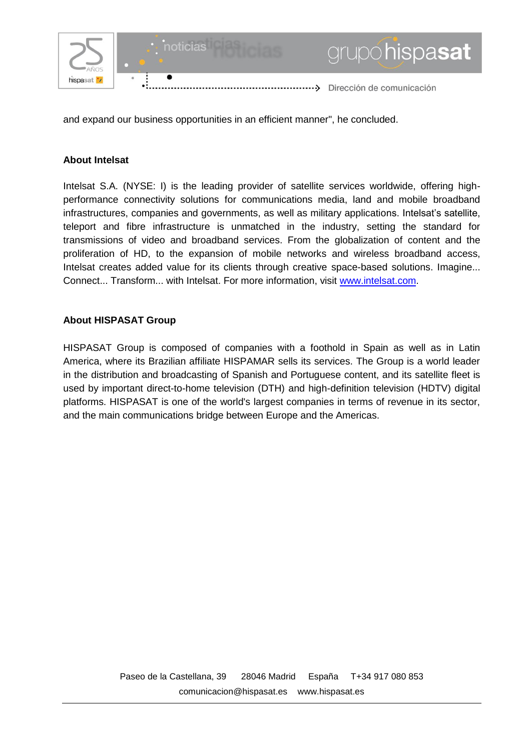and expand our business opportunities in an efficient manner", he concluded.

**About Intelsat**

Intelsat S.A. (NYSE: I) is the leading provider of satellite services worldwide, offering high-performance connectivity solutions for communications media, land and mobile broadband infrastructures, companies and governments, as well as military applications. Intelsat's satellite, teleport and fibre infrastructure is unmatched in the industry, setting the standard for transmissions of video and broadband services. From the globalization of content and the proliferation of HD, to the expansion of mobile networks and wireless broadband access, Intelsat creates added value for its clients through creative space-based solutions. Imagine... Connect... Transform... with Intelsat. For more information, visit [www.intelsat.com](http://www.intelsat.com).

**About HISPASAT Group**

HISPASAT Group is composed of companies with a foothold in Spain as well as in Latin America, where its Brazilian affiliate HISPAMAR sells its services. The Group is a world leader in the distribution and broadcasting of Spanish and Portuguese content, and its satellite fleet is used by important direct-to-home television (DTH) and high-definition television (HDTV) digital platforms. HISPASAT is one of the world's largest companies in terms of revenue in its sector, and the main communications bridge between Europe and the Americas.